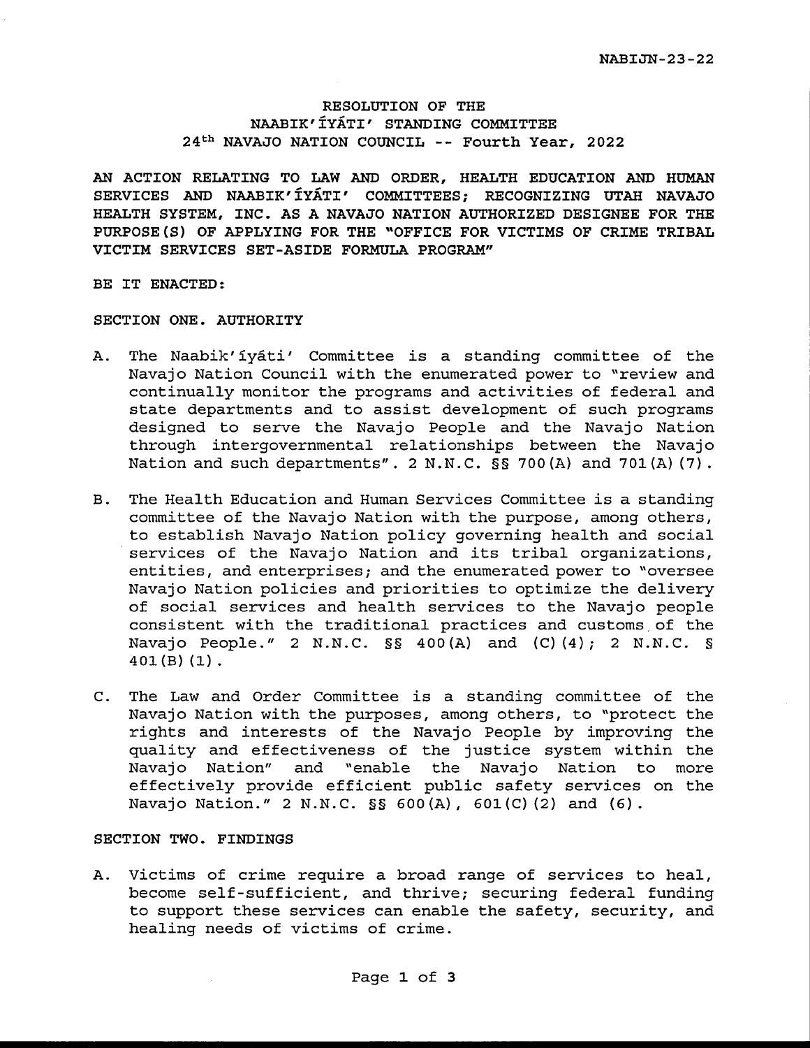NABIJN-23-22

# RESOLUTION OF THE NAABIK'ÍYÁTI' STANDING COMMITTEE 24th NAVAJO NATION COUNCIL -- Fourth Year, 2022

**AN ACTION RELATING TO LAW AND ORDER, HEALTH EDUCATION AND HUMAN SERVICES AND NAABIK'ÍYÁTI' COMMITTEES; RECOGNIZING UTAH NAVAJO HEALTH SYSTEM, INC. AS A NAVAJO NATION AUTHORIZED DESIGNEE FOR THE PURPOSE(S) OF APPLYING FOR THE "OFFICE FOR VICTIMS OF CRIME TRIBAL VICTIM SERVICES SET-ASIDE FORMULA PROGRAM"**

BE IT ENACTED:

## SECTION ONE. AUTHORITY

A. The Naabik'íyáti' Committee is a standing committee of the Navajo Nation Council with the enumerated power to "review and continually monitor the programs and activities of federal and state departments and to assist development of such programs designed to serve the Navajo People and the Navajo Nation through intergovernmental relationships between the Navajo Nation and such departments". 2 N.N.C. §§ 700(A) and 701(A)(7).

B. The Health Education and Human Services Committee is a standing committee of the Navajo Nation with the purpose, among others, to establish Navajo Nation policy governing health and social services of the Navajo Nation and its tribal organizations, entities, and enterprises; and the enumerated power to "oversee Navajo Nation policies and priorities to optimize the delivery of social services and health services to the Navajo people consistent with the traditional practices and customs of the Navajo People." 2 N.N.C. §§ 400(A) and (C)(4); 2 N.N.C. § 401(B)(1).

C. The Law and Order Committee is a standing committee of the Navajo Nation with the purposes, among others, to "protect the rights and interests of the Navajo People by improving the quality and effectiveness of the justice system within the Navajo Nation" and "enable the Navajo Nation to more effectively provide efficient public safety services on the Navajo Nation." 2 N.N.C. §§ 600(A), 601(C)(2) and (6).

## SECTION TWO. FINDINGS

A. Victims of crime require a broad range of services to heal, become self-sufficient, and thrive; securing federal funding to support these services can enable the safety, security, and healing needs of victims of crime.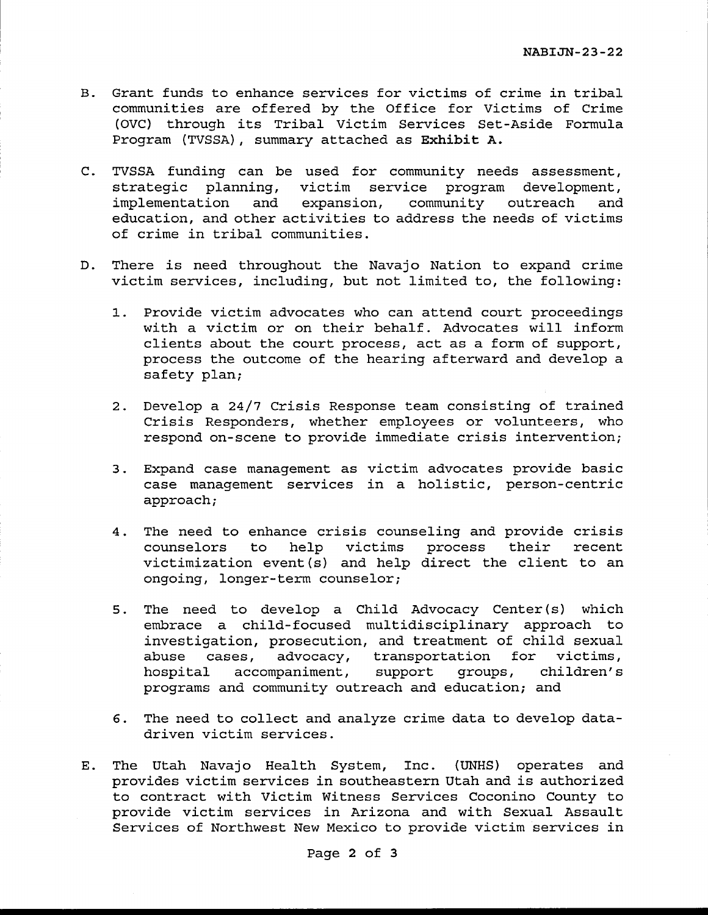B. Grant funds to enhance services for victims of crime in tribal communities are offered by the Office for Victims of Crime (OVC) through its Tribal Victim Services Set-Aside Formula Program (TVSSA), summary attached as **Exhibit A.**

C. TVSSA funding can be used for community needs assessment, strategic planning, victim service program development, implementation and expansion, community outreach and education, and other activities to address the needs of victims of crime in tribal communities.

D. There is need throughout the Navajo Nation to expand crime victim services, including, but not limited to, the following:

   1. Provide victim advocates who can attend court proceedings with a victim or on their behalf. Advocates will inform clients about the court process, act as a form of support, process the outcome of the hearing afterward and develop a safety plan;

   2. Develop a 24/7 Crisis Response team consisting of trained Crisis Responders, whether employees or volunteers, who respond on-scene to provide immediate crisis intervention;

   3. Expand case management as victim advocates provide basic case management services in a holistic, person-centric approach;

   4. The need to enhance crisis counseling and provide crisis counselors to help victims process their recent victimization event(s) and help direct the client to an ongoing, longer-term counselor;

   5. The need to develop a Child Advocacy Center(s) which embrace a child-focused multidisciplinary approach to investigation, prosecution, and treatment of child sexual abuse cases, advocacy, transportation for victims, hospital accompaniment, support groups, children's programs and community outreach and education; and

   6. The need to collect and analyze crime data to develop data-driven victim services.

E. The Utah Navajo Health System, Inc. (UNHS) operates and provides victim services in southeastern Utah and is authorized to contract with Victim Witness Services Coconino County to provide victim services in Arizona and with Sexual Assault Services of Northwest New Mexico to provide victim services in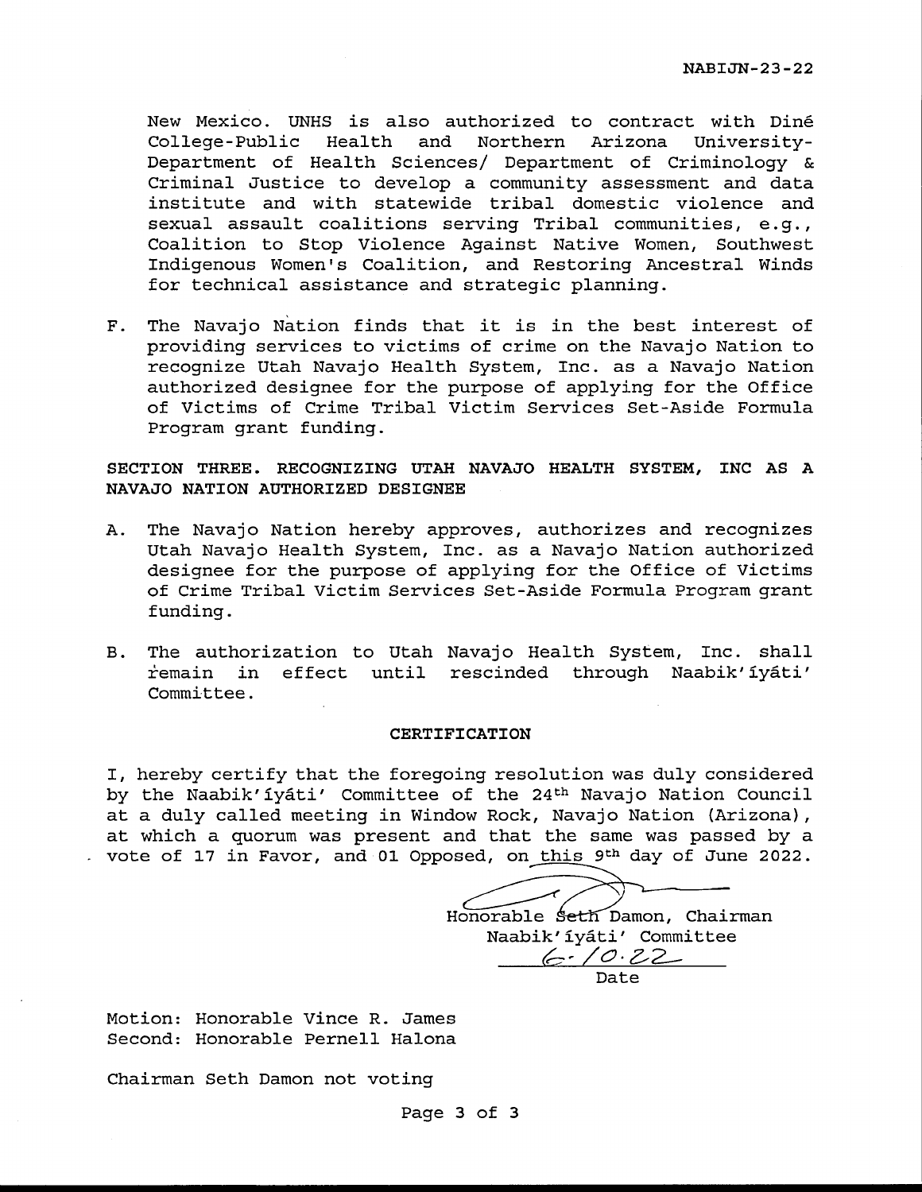New Mexico. UNHS is also authorized to contract with Diné College-Public Health and Northern Arizona University-Department of Health Sciences/ Department of Criminology & Criminal Justice to develop a community assessment and data institute and with statewide tribal domestic violence and sexual assault coalitions serving Tribal communities, e.g., Coalition to Stop Violence Against Native Women, Southwest Indigenous Women's Coalition, and Restoring Ancestral Winds for technical assistance and strategic planning.

F. The Navajo Nation finds that it is in the best interest of providing services to victims of crime on the Navajo Nation to recognize Utah Navajo Health System, Inc. as a Navajo Nation authorized designee for the purpose of applying for the Office of Victims of Crime Tribal Victim Services Set-Aside Formula Program grant funding.

**SECTION THREE. RECOGNIZING UTAH NAVAJO HEALTH SYSTEM, INC AS A NAVAJO NATION AUTHORIZED DESIGNEE**

A. The Navajo Nation hereby approves, authorizes and recognizes Utah Navajo Health System, Inc. as a Navajo Nation authorized designee for the purpose of applying for the Office of Victims of Crime Tribal Victim Services Set-Aside Formula Program grant funding.

B. The authorization to Utah Navajo Health System, Inc. shall remain in effect until rescinded through Naabik'íyáti' Committee.

**CERTIFICATION**

I, hereby certify that the foregoing resolution was duly considered by the Naabik'íyáti' Committee of the 24th Navajo Nation Council at a duly called meeting in Window Rock, Navajo Nation (Arizona), at which a quorum was present and that the same was passed by a vote of 17 in Favor, and 01 Opposed, on this 9th day of June 2022.

Honorable Seth Damon, Chairman
Naabik'íyáti' Committee

6-10-22
Date

Motion: Honorable Vince R. James
Second: Honorable Pernell Halona

Chairman Seth Damon not voting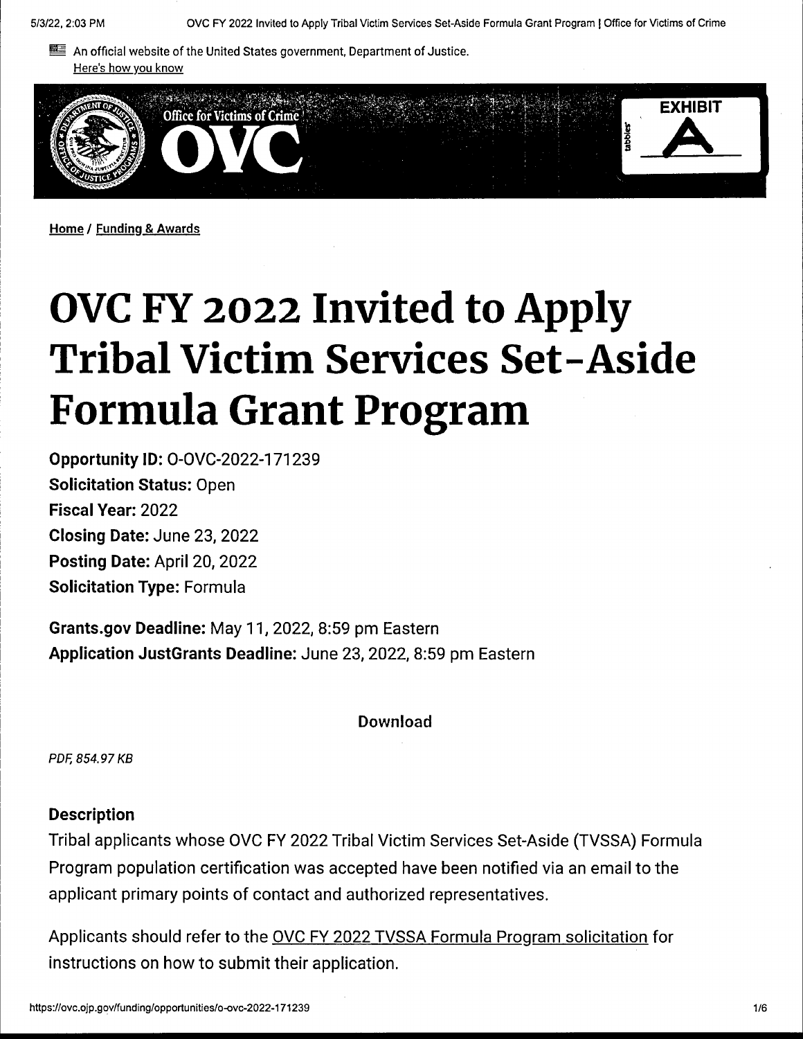An official website of the United States government, Department of Justice.
Here's how you know

Office for Victims of Crime
OVC

EXHIBIT
A

Home / Funding & Awards

# OVC FY 2022 Invited to Apply Tribal Victim Services Set-Aside Formula Grant Program

**Opportunity ID:** O-OVC-2022-171239
**Solicitation Status:** Open
**Fiscal Year:** 2022
**Closing Date:** June 23, 2022
**Posting Date:** April 20, 2022
**Solicitation Type:** Formula

**Grants.gov Deadline:** May 11, 2022, 8:59 pm Eastern
**Application JustGrants Deadline:** June 23, 2022, 8:59 pm Eastern

Download

*PDF, 854.97 KB*

### Description

Tribal applicants whose OVC FY 2022 Tribal Victim Services Set-Aside (TVSSA) Formula Program population certification was accepted have been notified via an email to the applicant primary points of contact and authorized representatives.

Applicants should refer to the OVC FY 2022 TVSSA Formula Program solicitation for instructions on how to submit their application.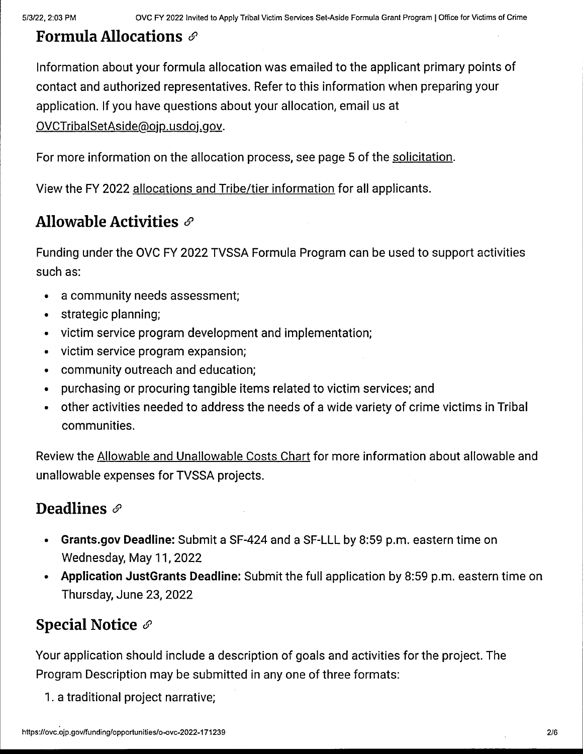## Formula Allocations

Information about your formula allocation was emailed to the applicant primary points of contact and authorized representatives. Refer to this information when preparing your application. If you have questions about your allocation, email us at OVCTribalSetAside@ojp.usdoj.gov.

For more information on the allocation process, see page 5 of the solicitation.

View the FY 2022 allocations and Tribe/tier information for all applicants.

## Allowable Activities

Funding under the OVC FY 2022 TVSSA Formula Program can be used to support activities such as:

- a community needs assessment;
- strategic planning;
- victim service program development and implementation;
- victim service program expansion;
- community outreach and education;
- purchasing or procuring tangible items related to victim services; and
- other activities needed to address the needs of a wide variety of crime victims in Tribal communities.

Review the Allowable and Unallowable Costs Chart for more information about allowable and unallowable expenses for TVSSA projects.

## Deadlines

- **Grants.gov Deadline:** Submit a SF-424 and a SF-LLL by 8:59 p.m. eastern time on Wednesday, May 11, 2022
- **Application JustGrants Deadline:** Submit the full application by 8:59 p.m. eastern time on Thursday, June 23, 2022

## Special Notice

Your application should include a description of goals and activities for the project. The Program Description may be submitted in any one of three formats:

1. a traditional project narrative;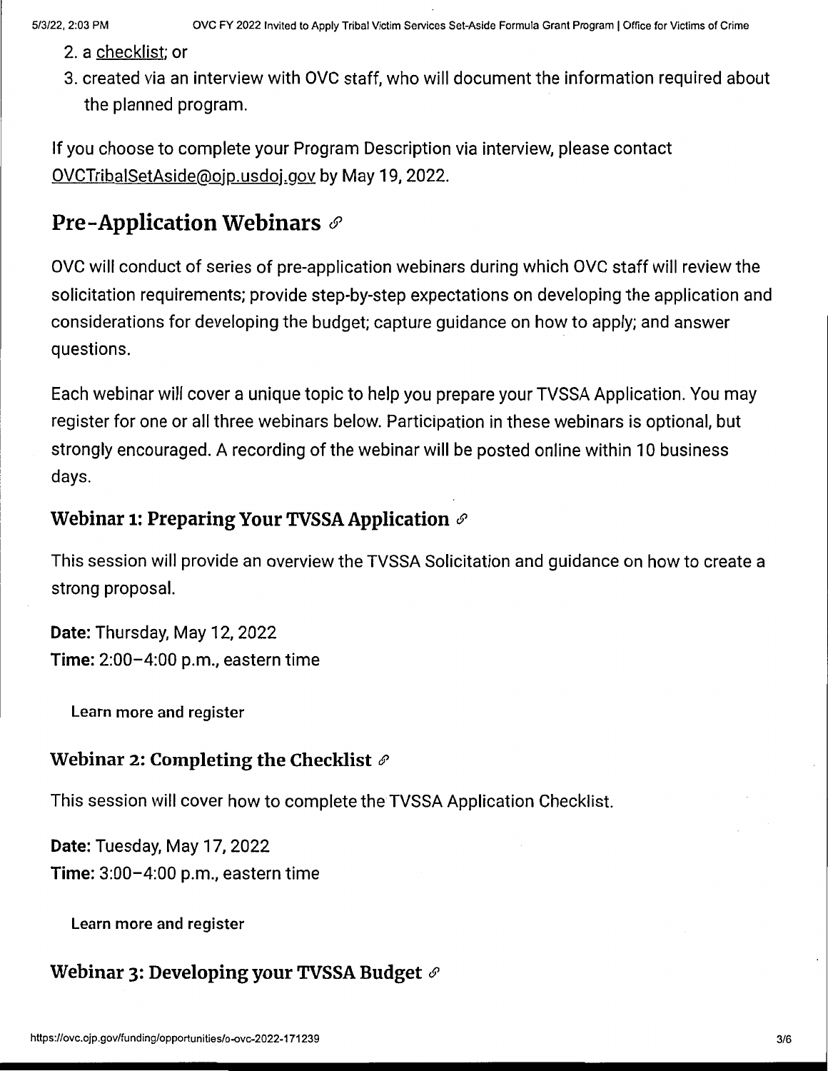2. a checklist; or
3. created via an interview with OVC staff, who will document the information required about the planned program.

If you choose to complete your Program Description via interview, please contact OVCTribalSetAside@ojp.usdoj.gov by May 19, 2022.

## Pre-Application Webinars

OVC will conduct of series of pre-application webinars during which OVC staff will review the solicitation requirements; provide step-by-step expectations on developing the application and considerations for developing the budget; capture guidance on how to apply; and answer questions.

Each webinar will cover a unique topic to help you prepare your TVSSA Application. You may register for one or all three webinars below. Participation in these webinars is optional, but strongly encouraged. A recording of the webinar will be posted online within 10 business days.

### Webinar 1: Preparing Your TVSSA Application

This session will provide an overview the TVSSA Solicitation and guidance on how to create a strong proposal.

**Date:** Thursday, May 12, 2022
**Time:** 2:00–4:00 p.m., eastern time

Learn more and register

### Webinar 2: Completing the Checklist

This session will cover how to complete the TVSSA Application Checklist.

**Date:** Tuesday, May 17, 2022
**Time:** 3:00–4:00 p.m., eastern time

Learn more and register

### Webinar 3: Developing your TVSSA Budget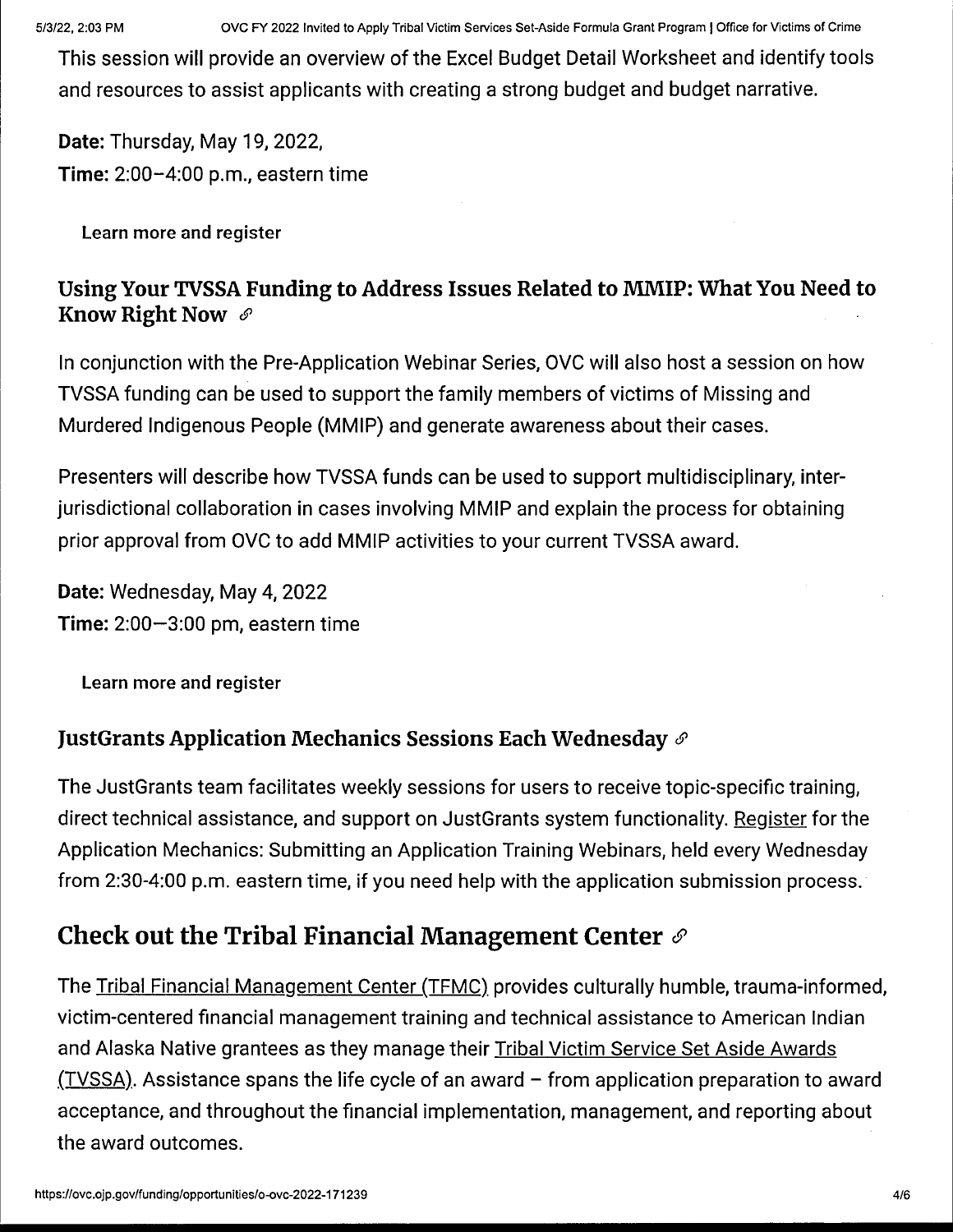This session will provide an overview of the Excel Budget Detail Worksheet and identify tools and resources to assist applicants with creating a strong budget and budget narrative.

**Date:** Thursday, May 19, 2022,
**Time:** 2:00–4:00 p.m., eastern time

Learn more and register

### Using Your TVSSA Funding to Address Issues Related to MMIP: What You Need to Know Right Now

In conjunction with the Pre-Application Webinar Series, OVC will also host a session on how TVSSA funding can be used to support the family members of victims of Missing and Murdered Indigenous People (MMIP) and generate awareness about their cases.

Presenters will describe how TVSSA funds can be used to support multidisciplinary, inter-jurisdictional collaboration in cases involving MMIP and explain the process for obtaining prior approval from OVC to add MMIP activities to your current TVSSA award.

**Date:** Wednesday, May 4, 2022
**Time:** 2:00—3:00 pm, eastern time

Learn more and register

### JustGrants Application Mechanics Sessions Each Wednesday

The JustGrants team facilitates weekly sessions for users to receive topic-specific training, direct technical assistance, and support on JustGrants system functionality. Register for the Application Mechanics: Submitting an Application Training Webinars, held every Wednesday from 2:30-4:00 p.m. eastern time, if you need help with the application submission process.

## Check out the Tribal Financial Management Center

The Tribal Financial Management Center (TFMC) provides culturally humble, trauma-informed, victim-centered financial management training and technical assistance to American Indian and Alaska Native grantees as they manage their Tribal Victim Service Set Aside Awards (TVSSA). Assistance spans the life cycle of an award – from application preparation to award acceptance, and throughout the financial implementation, management, and reporting about the award outcomes.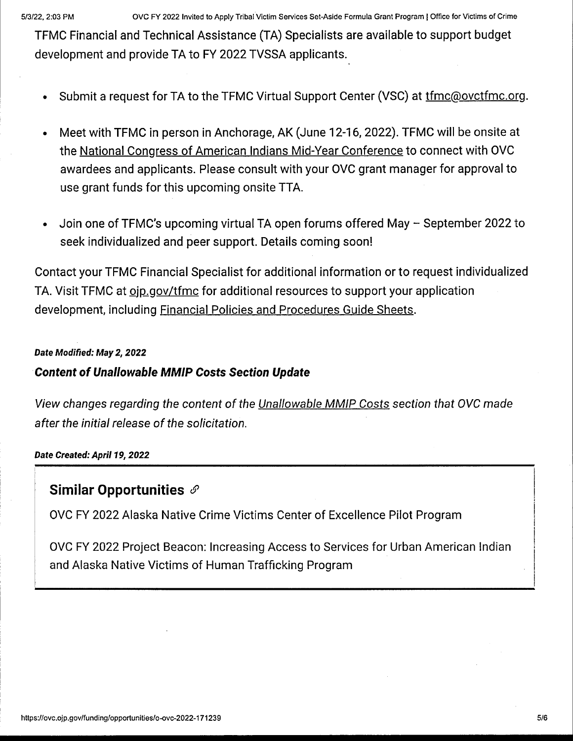TFMC Financial and Technical Assistance (TA) Specialists are available to support budget development and provide TA to FY 2022 TVSSA applicants.

- Submit a request for TA to the TFMC Virtual Support Center (VSC) at tfmc@ovctfmc.org.
- Meet with TFMC in person in Anchorage, AK (June 12-16, 2022). TFMC will be onsite at the National Congress of American Indians Mid-Year Conference to connect with OVC awardees and applicants. Please consult with your OVC grant manager for approval to use grant funds for this upcoming onsite TTA.
- Join one of TFMC's upcoming virtual TA open forums offered May – September 2022 to seek individualized and peer support. Details coming soon!

Contact your TFMC Financial Specialist for additional information or to request individualized TA. Visit TFMC at ojp.gov/tfmc for additional resources to support your application development, including Financial Policies and Procedures Guide Sheets.

***Date Modified: May 2, 2022***

***Content of Unallowable MMIP Costs Section Update***

*View changes regarding the content of the Unallowable MMIP Costs section that OVC made after the initial release of the solicitation.*

***Date Created: April 19, 2022***

## Similar Opportunities

OVC FY 2022 Alaska Native Crime Victims Center of Excellence Pilot Program

OVC FY 2022 Project Beacon: Increasing Access to Services for Urban American Indian and Alaska Native Victims of Human Trafficking Program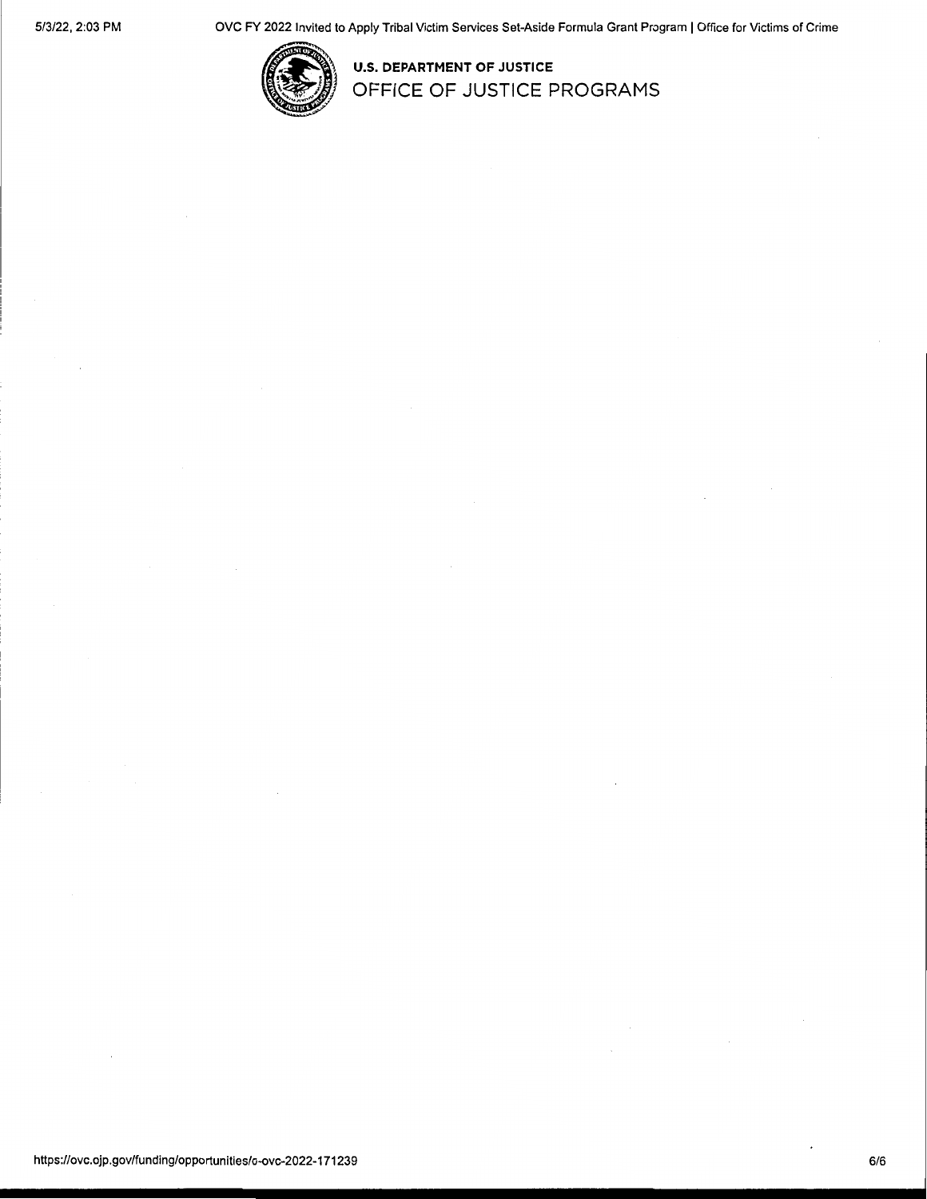**U.S. DEPARTMENT OF JUSTICE**
OFFICE OF JUSTICE PROGRAMS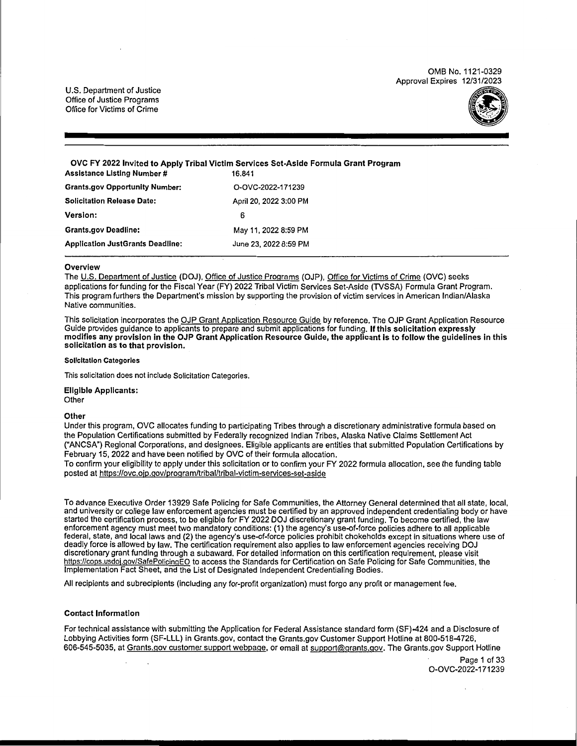OMB No. 1121-0329
Approval Expires 12/31/2023

U.S. Department of Justice
Office of Justice Programs
Office for Victims of Crime

## OVC FY 2022 Invited to Apply Tribal Victim Services Set-Aside Formula Grant Program

| | |
|---|---|
| **Assistance Listing Number #** | 16.841 |
| **Grants.gov Opportunity Number:** | O-OVC-2022-171239 |
| **Solicitation Release Date:** | April 20, 2022 3:00 PM |
| **Version:** | 6 |
| **Grants.gov Deadline:** | May 11, 2022 8:59 PM |
| **Application JustGrants Deadline:** | June 23, 2022 8:59 PM |

### Overview

The U.S. Department of Justice (DOJ), Office of Justice Programs (OJP), Office for Victims of Crime (OVC) seeks applications for funding for the Fiscal Year (FY) 2022 Tribal Victim Services Set-Aside (TVSSA) Formula Grant Program. This program furthers the Department's mission by supporting the provision of victim services in American Indian/Alaska Native communities.

This solicitation incorporates the OJP Grant Application Resource Guide by reference. The OJP Grant Application Resource Guide provides guidance to applicants to prepare and submit applications for funding. **If this solicitation expressly modifies any provision in the OJP Grant Application Resource Guide, the applicant is to follow the guidelines in this solicitation as to that provision.**

#### Solicitation Categories

This solicitation does not include Solicitation Categories.

**Eligible Applicants:**
Other

**Other**
Under this program, OVC allocates funding to participating Tribes through a discretionary administrative formula based on the Population Certifications submitted by Federally recognized Indian Tribes, Alaska Native Claims Settlement Act ("ANCSA") Regional Corporations, and designees. Eligible applicants are entities that submitted Population Certifications by February 15, 2022 and have been notified by OVC of their formula allocation.
To confirm your eligibility to apply under this solicitation or to confirm your FY 2022 formula allocation, see the funding table posted at https://ovc.ojp.gov/program/tribal/tribal-victim-services-set-aside

To advance Executive Order 13929 Safe Policing for Safe Communities, the Attorney General determined that all state, local, and university or college law enforcement agencies must be certified by an approved independent credentialing body or have started the certification process, to be eligible for FY 2022 DOJ discretionary grant funding. To become certified, the law enforcement agency must meet two mandatory conditions: (1) the agency's use-of-force policies adhere to all applicable federal, state, and local laws and (2) the agency's use-of-force policies prohibit chokeholds except in situations where use of deadly force is allowed by law. The certification requirement also applies to law enforcement agencies receiving DOJ discretionary grant funding through a subaward. For detailed information on this certification requirement, please visit https://cops.usdoj.gov/SafePolicingEO to access the Standards for Certification on Safe Policing for Safe Communities, the Implementation Fact Sheet, and the List of Designated Independent Credentialing Bodies.

All recipients and subrecipients (including any for-profit organization) must forgo any profit or management fee.

### Contact Information

For technical assistance with submitting the Application for Federal Assistance standard form (SF)-424 and a Disclosure of Lobbying Activities form (SF-LLL) in Grants.gov, contact the Grants.gov Customer Support Hotline at 800-518-4726, 606-545-5035, at Grants.gov customer support webpage, or email at support@grants.gov. The Grants.gov Support Hotline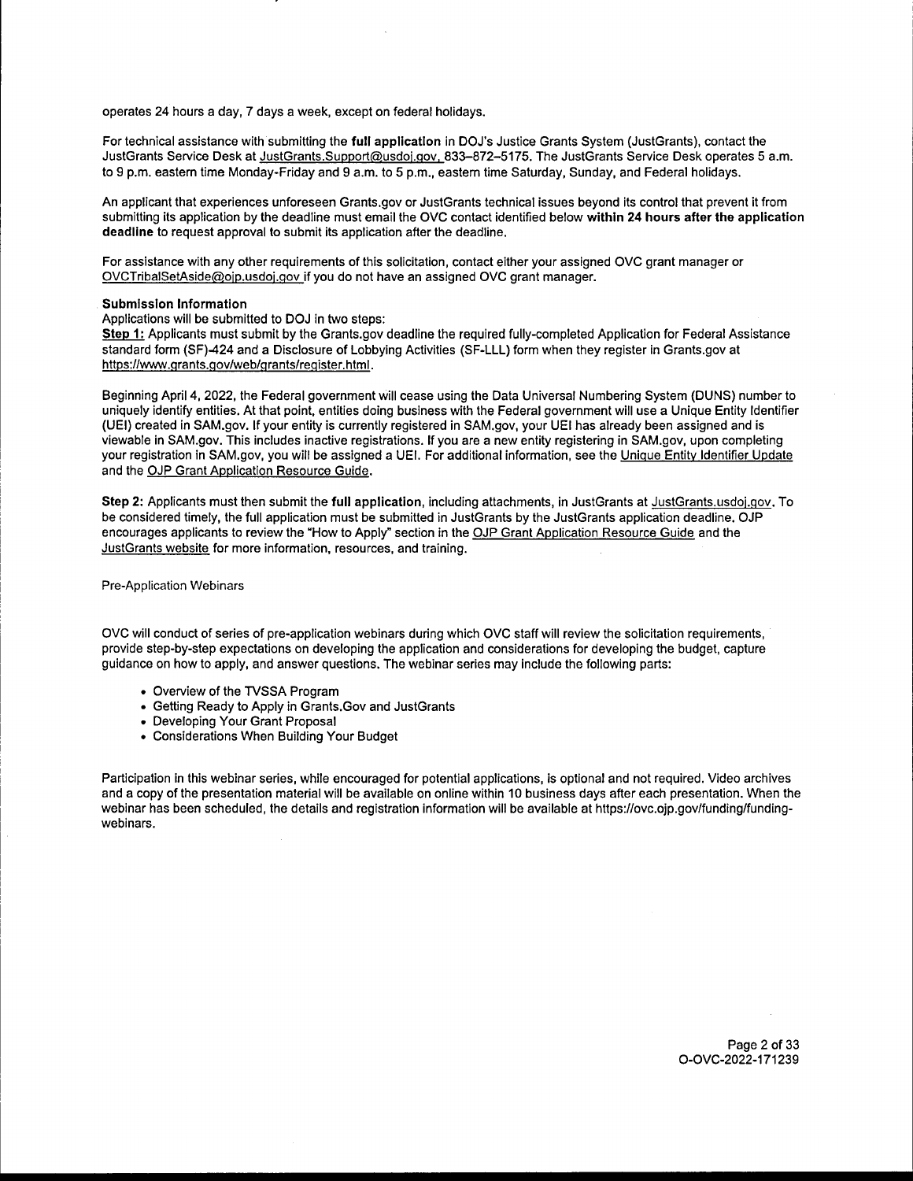operates 24 hours a day, 7 days a week, except on federal holidays.

For technical assistance with submitting the **full application** in DOJ's Justice Grants System (JustGrants), contact the JustGrants Service Desk at JustGrants.Support@usdoj.gov, 833–872–5175. The JustGrants Service Desk operates 5 a.m. to 9 p.m. eastern time Monday-Friday and 9 a.m. to 5 p.m., eastern time Saturday, Sunday, and Federal holidays.

An applicant that experiences unforeseen Grants.gov or JustGrants technical issues beyond its control that prevent it from submitting its application by the deadline must email the OVC contact identified below **within 24 hours after the application deadline** to request approval to submit its application after the deadline.

For assistance with any other requirements of this solicitation, contact either your assigned OVC grant manager or OVCTribalSetAside@ojp.usdoj.gov if you do not have an assigned OVC grant manager.

**Submission Information**

Applications will be submitted to DOJ in two steps:

**Step 1:** Applicants must submit by the Grants.gov deadline the required fully-completed Application for Federal Assistance standard form (SF)-424 and a Disclosure of Lobbying Activities (SF-LLL) form when they register in Grants.gov at https://www.grants.gov/web/grants/register.html.

Beginning April 4, 2022, the Federal government will cease using the Data Universal Numbering System (DUNS) number to uniquely identify entities. At that point, entities doing business with the Federal government will use a Unique Entity Identifier (UEI) created in SAM.gov. If your entity is currently registered in SAM.gov, your UEI has already been assigned and is viewable in SAM.gov. This includes inactive registrations. If you are a new entity registering in SAM.gov, upon completing your registration in SAM.gov, you will be assigned a UEI. For additional information, see the Unique Entity Identifier Update and the OJP Grant Application Resource Guide.

**Step 2:** Applicants must then submit the **full application**, including attachments, in JustGrants at JustGrants.usdoj.gov. To be considered timely, the full application must be submitted in JustGrants by the JustGrants application deadline. OJP encourages applicants to review the "How to Apply" section in the OJP Grant Application Resource Guide and the JustGrants website for more information, resources, and training.

Pre-Application Webinars

OVC will conduct of series of pre-application webinars during which OVC staff will review the solicitation requirements, provide step-by-step expectations on developing the application and considerations for developing the budget, capture guidance on how to apply, and answer questions. The webinar series may include the following parts:

- Overview of the TVSSA Program
- Getting Ready to Apply in Grants.Gov and JustGrants
- Developing Your Grant Proposal
- Considerations When Building Your Budget

Participation in this webinar series, while encouraged for potential applications, is optional and not required. Video archives and a copy of the presentation material will be available on online within 10 business days after each presentation. When the webinar has been scheduled, the details and registration information will be available at https://ovc.ojp.gov/funding/funding-webinars.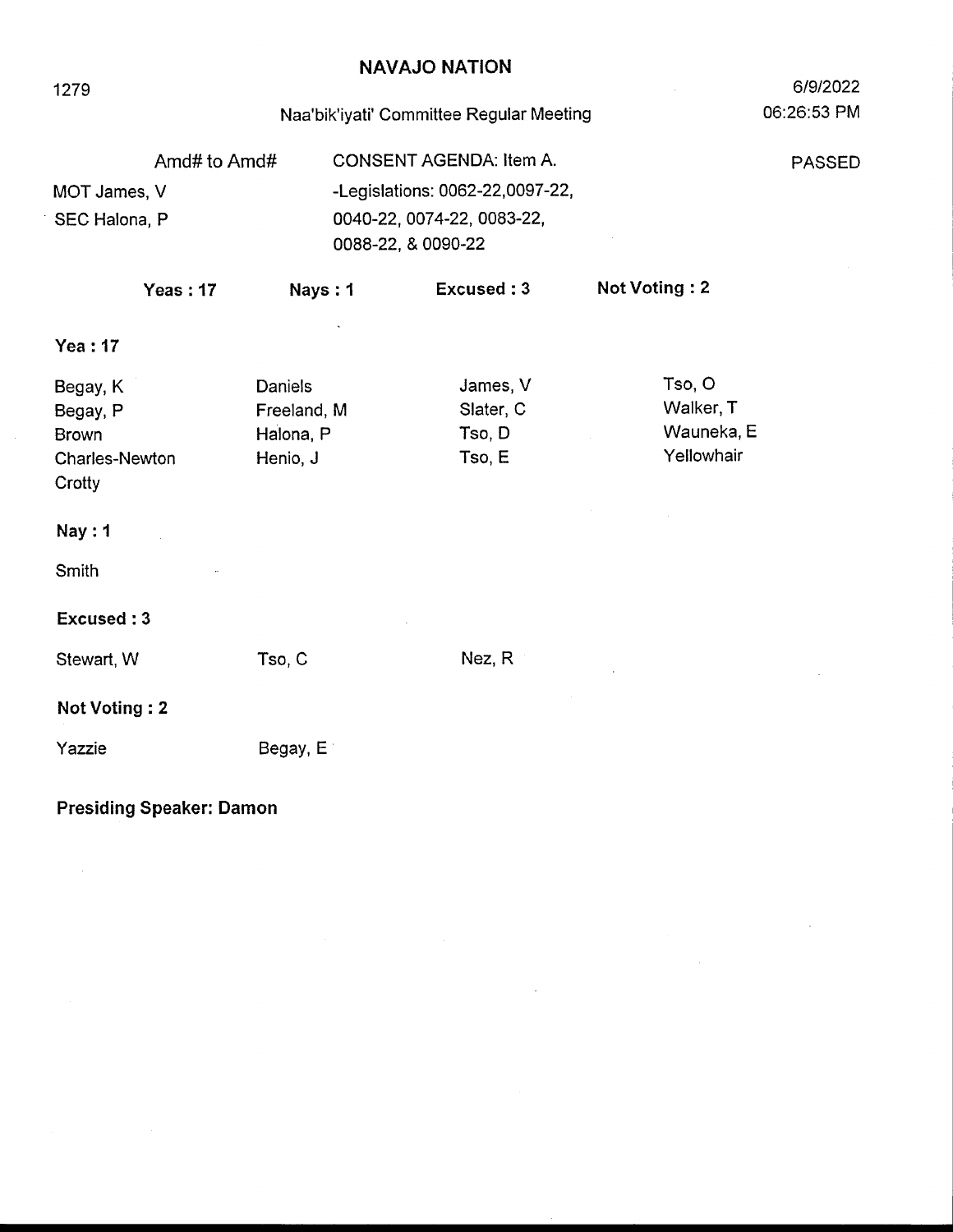# NAVAJO NATION

1279

Naa'bik'iyati' Committee Regular Meeting

6/9/2022
06:26:53 PM

Amd# to Amd#

MOT James, V
SEC Halona, P

CONSENT AGENDA: Item A.
-Legislations: 0062-22,0097-22,
0040-22, 0074-22, 0083-22,
0088-22, & 0090-22

PASSED

**Yeas : 17** **Nays : 1** **Excused : 3** **Not Voting : 2**

**Yea : 17**

| | | | |
|---|---|---|---|
| Begay, K | Daniels | James, V | Tso, O |
| Begay, P | Freeland, M | Slater, C | Walker, T |
| Brown | Halona, P | Tso, D | Wauneka, E |
| Charles-Newton | Henio, J | Tso, E | Yellowhair |
| Crotty | | | |

**Nay : 1**

Smith

**Excused : 3**

| | | |
|---|---|---|
| Stewart, W | Tso, C | Nez, R |

**Not Voting : 2**

| | |
|---|---|
| Yazzie | Begay, E |

**Presiding Speaker: Damon**